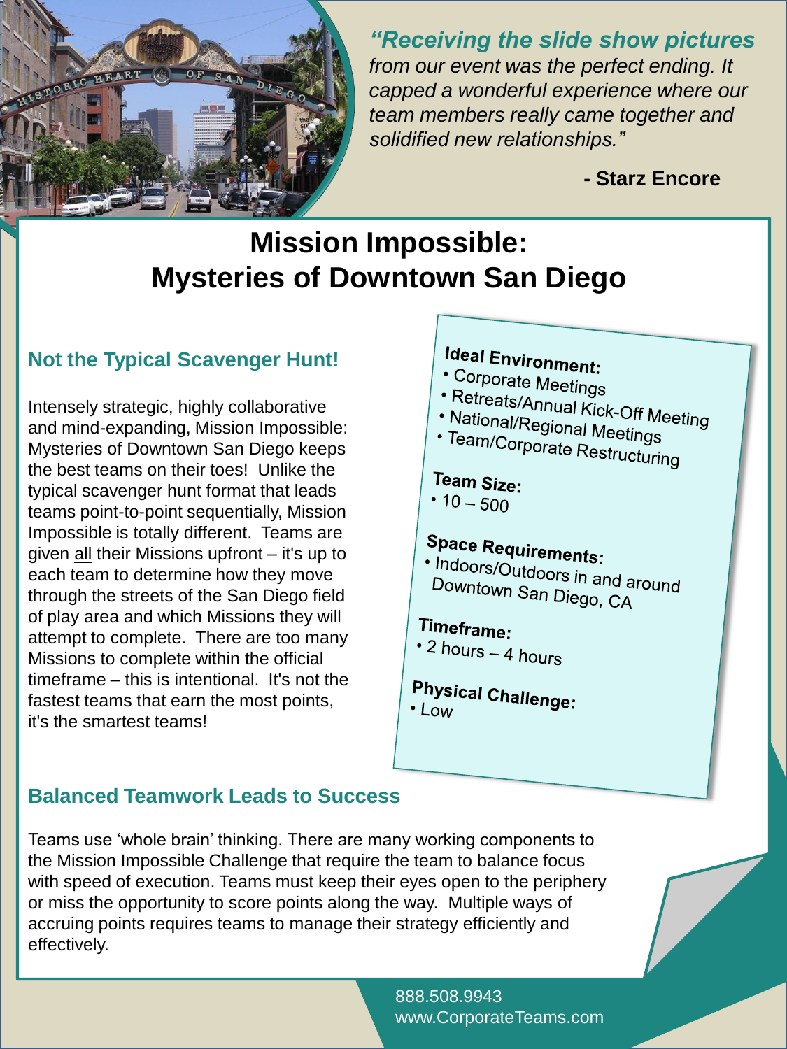*"Receiving the slide show pictures from our event was the perfect ending. It capped a wonderful experience where our team members really came together and solidified new relationships."*

**- Starz Encore**

# Mission Impossible: Mysteries of Downtown San Diego

## Not the Typical Scavenger Hunt!

Intensely strategic, highly collaborative and mind-expanding, Mission Impossible: Mysteries of Downtown San Diego keeps the best teams on their toes! Unlike the typical scavenger hunt format that leads teams point-to-point sequentially, Mission Impossible is totally different. Teams are given all their Missions upfront – it's up to each team to determine how they move through the streets of the San Diego field of play area and which Missions they will attempt to complete. There are too many Missions to complete within the official timeframe – this is intentional. It's not the fastest teams that earn the most points, it's the smartest teams!

**Ideal Environment:**
- Corporate Meetings
- Retreats/Annual Kick-Off Meeting
- National/Regional Meetings
- Team/Corporate Restructuring

**Team Size:**
- 10 – 500

**Space Requirements:**
- Indoors/Outdoors in and around Downtown San Diego, CA

**Timeframe:**
- 2 hours – 4 hours

**Physical Challenge:**
- Low

## Balanced Teamwork Leads to Success

Teams use 'whole brain' thinking. There are many working components to the Mission Impossible Challenge that require the team to balance focus with speed of execution. Teams must keep their eyes open to the periphery or miss the opportunity to score points along the way. Multiple ways of accruing points requires teams to manage their strategy efficiently and effectively.

888.508.9943
www.CorporateTeams.com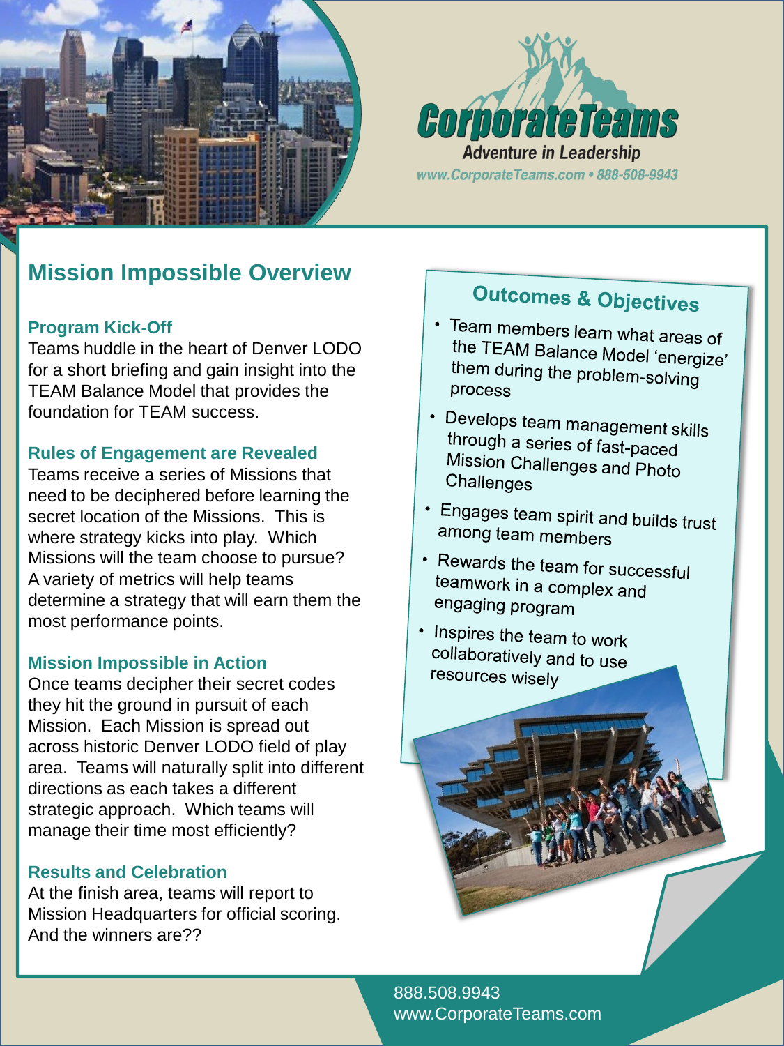CorporateTeams

Adventure in Leadership

www.CorporateTeams.com • 888-508-9943

## Mission Impossible Overview

### Program Kick-Off

Teams huddle in the heart of Denver LODO for a short briefing and gain insight into the TEAM Balance Model that provides the foundation for TEAM success.

### Rules of Engagement are Revealed

Teams receive a series of Missions that need to be deciphered before learning the secret location of the Missions. This is where strategy kicks into play. Which Missions will the team choose to pursue? A variety of metrics will help teams determine a strategy that will earn them the most performance points.

### Mission Impossible in Action

Once teams decipher their secret codes they hit the ground in pursuit of each Mission. Each Mission is spread out across historic Denver LODO field of play area. Teams will naturally split into different directions as each takes a different strategic approach. Which teams will manage their time most efficiently?

### Results and Celebration

At the finish area, teams will report to Mission Headquarters for official scoring. And the winners are??

## Outcomes & Objectives

- Team members learn what areas of the TEAM Balance Model 'energize' them during the problem-solving process
- Develops team management skills through a series of fast-paced Mission Challenges and Photo Challenges
- Engages team spirit and builds trust among team members
- Rewards the team for successful teamwork in a complex and engaging program
- Inspires the team to work collaboratively and to use resources wisely

888.508.9943

www.CorporateTeams.com